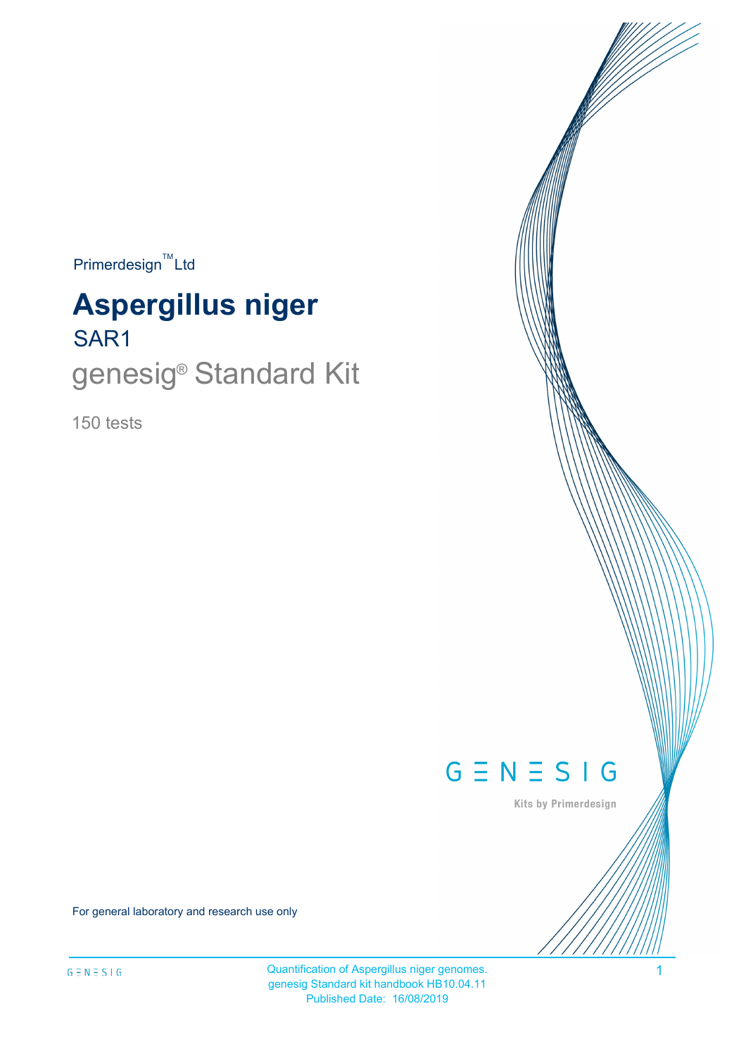Primerdesign™ Ltd

# Aspergillus niger

## SAR1

## genesig® Standard Kit

150 tests

GENESIG

Kits by Primerdesign

For general laboratory and research use only

Quantification of Aspergillus niger genomes.
genesig Standard kit handbook HB10.04.11
Published Date: 16/08/2019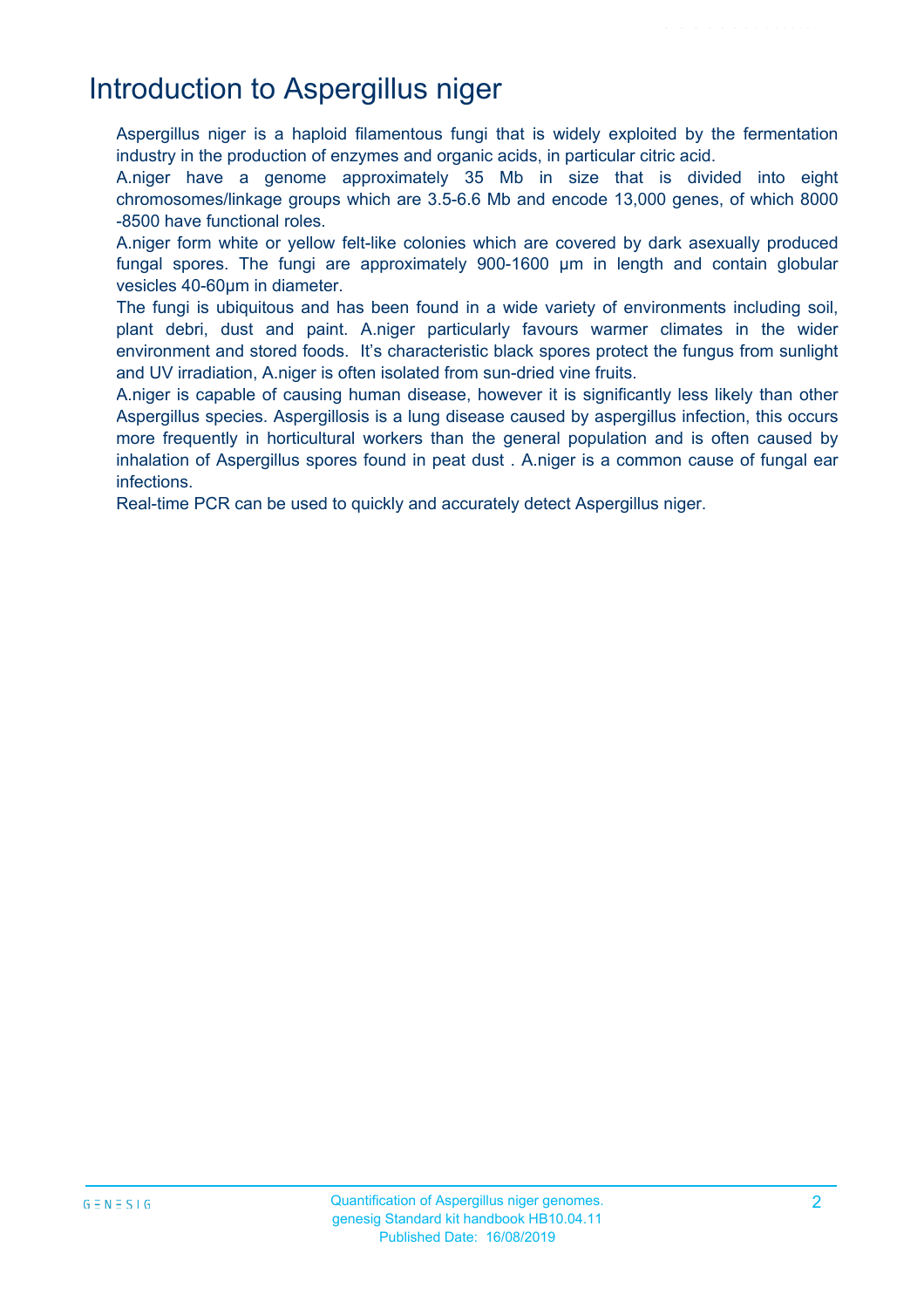# Introduction to Aspergillus niger

Aspergillus niger is a haploid filamentous fungi that is widely exploited by the fermentation industry in the production of enzymes and organic acids, in particular citric acid.

A.niger have a genome approximately 35 Mb in size that is divided into eight chromosomes/linkage groups which are 3.5-6.6 Mb and encode 13,000 genes, of which 8000 -8500 have functional roles.

A.niger form white or yellow felt-like colonies which are covered by dark asexually produced fungal spores. The fungi are approximately 900-1600 µm in length and contain globular vesicles 40-60µm in diameter.

The fungi is ubiquitous and has been found in a wide variety of environments including soil, plant debri, dust and paint. A.niger particularly favours warmer climates in the wider environment and stored foods. It's characteristic black spores protect the fungus from sunlight and UV irradiation, A.niger is often isolated from sun-dried vine fruits.

A.niger is capable of causing human disease, however it is significantly less likely than other Aspergillus species. Aspergillosis is a lung disease caused by aspergillus infection, this occurs more frequently in horticultural workers than the general population and is often caused by inhalation of Aspergillus spores found in peat dust . A.niger is a common cause of fungal ear infections.

Real-time PCR can be used to quickly and accurately detect Aspergillus niger.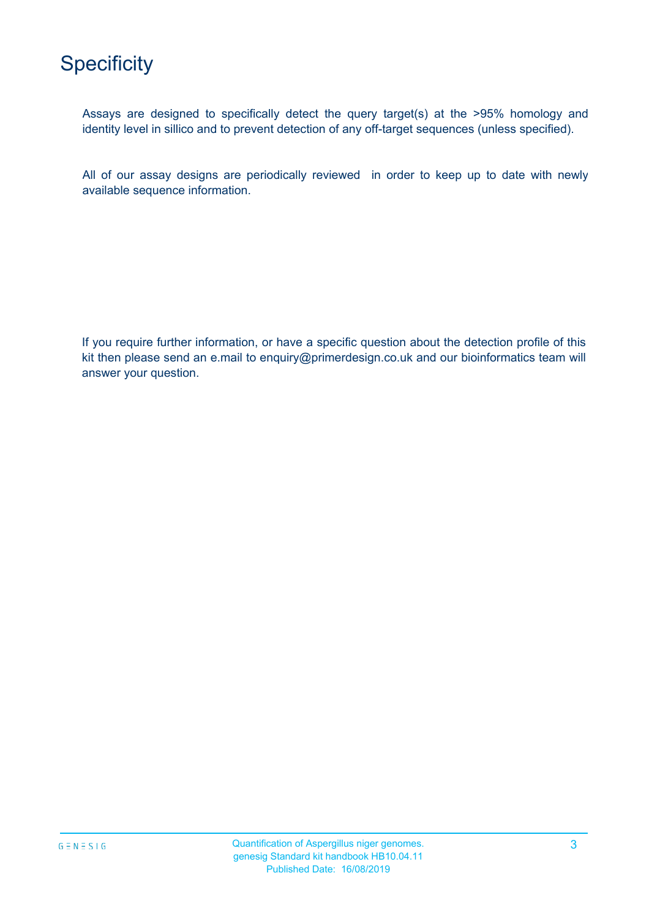# Specificity

Assays are designed to specifically detect the query target(s) at the >95% homology and identity level in sillico and to prevent detection of any off-target sequences (unless specified).

All of our assay designs are periodically reviewed in order to keep up to date with newly available sequence information.

If you require further information, or have a specific question about the detection profile of this kit then please send an e.mail to enquiry@primerdesign.co.uk and our bioinformatics team will answer your question.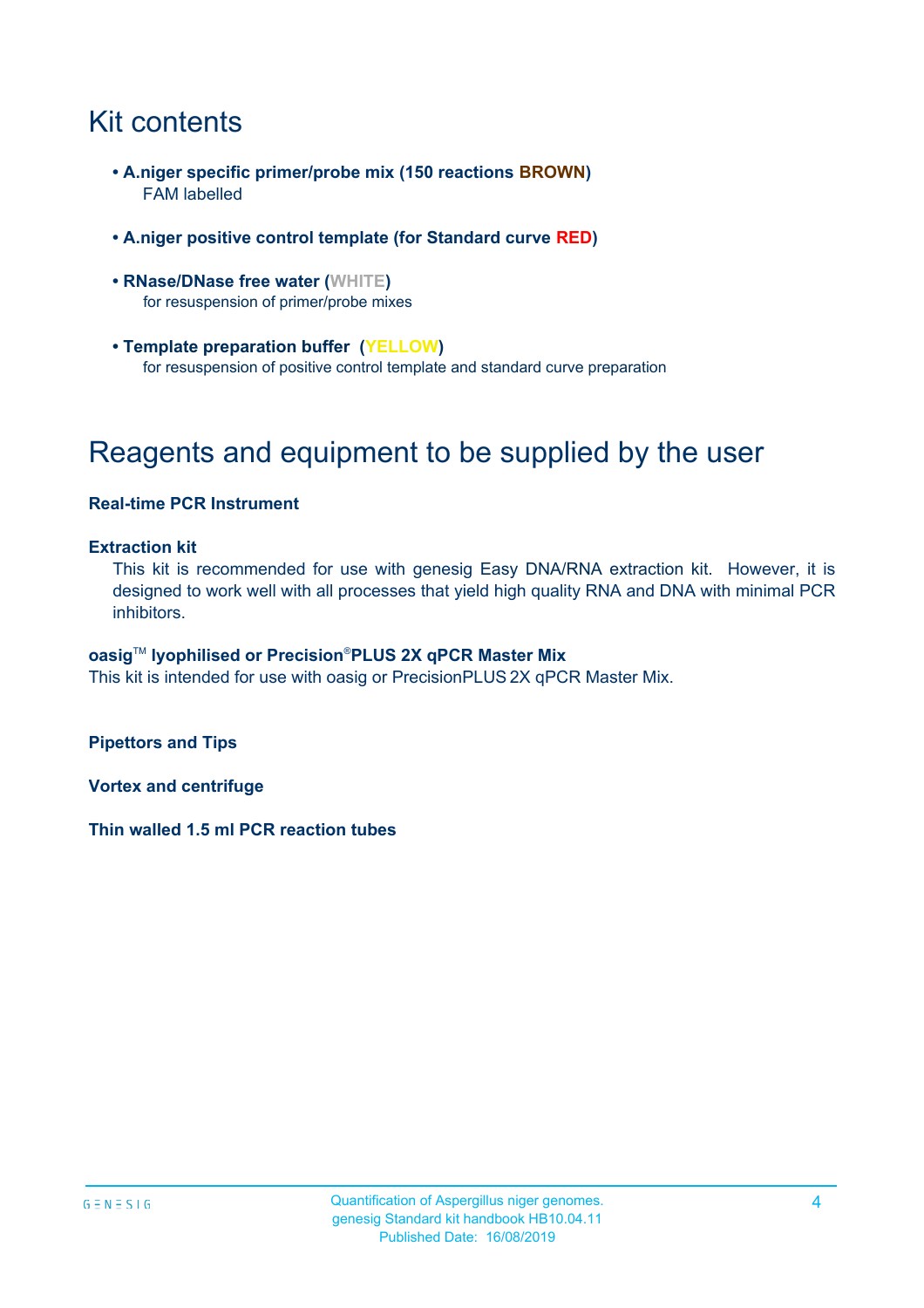# Kit contents

- **A.niger specific primer/probe mix (150 reactions BROWN)**
  FAM labelled

- **A.niger positive control template (for Standard curve RED)**

- **RNase/DNase free water (WHITE)**
  for resuspension of primer/probe mixes

- **Template preparation buffer (YELLOW)**
  for resuspension of positive control template and standard curve preparation

# Reagents and equipment to be supplied by the user

**Real-time PCR Instrument**

**Extraction kit**

This kit is recommended for use with genesig Easy DNA/RNA extraction kit. However, it is designed to work well with all processes that yield high quality RNA and DNA with minimal PCR inhibitors.

**oasig™ lyophilised or Precision®PLUS 2X qPCR Master Mix**

This kit is intended for use with oasig or PrecisionPLUS 2X qPCR Master Mix.

**Pipettors and Tips**

**Vortex and centrifuge**

**Thin walled 1.5 ml PCR reaction tubes**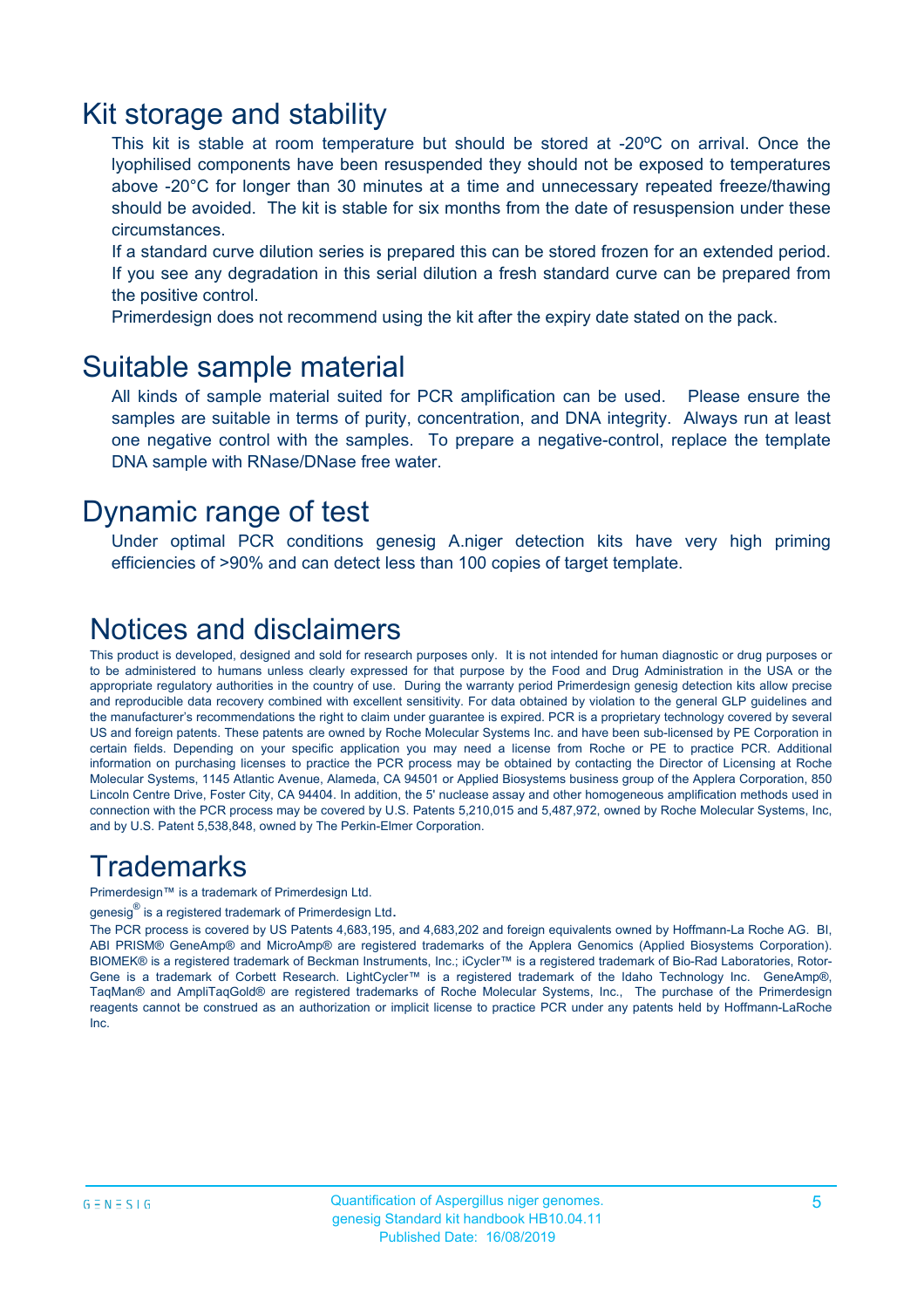## Kit storage and stability

This kit is stable at room temperature but should be stored at -20ºC on arrival. Once the lyophilised components have been resuspended they should not be exposed to temperatures above -20°C for longer than 30 minutes at a time and unnecessary repeated freeze/thawing should be avoided. The kit is stable for six months from the date of resuspension under these circumstances.

If a standard curve dilution series is prepared this can be stored frozen for an extended period. If you see any degradation in this serial dilution a fresh standard curve can be prepared from the positive control.

Primerdesign does not recommend using the kit after the expiry date stated on the pack.

## Suitable sample material

All kinds of sample material suited for PCR amplification can be used. Please ensure the samples are suitable in terms of purity, concentration, and DNA integrity. Always run at least one negative control with the samples. To prepare a negative-control, replace the template DNA sample with RNase/DNase free water.

## Dynamic range of test

Under optimal PCR conditions genesig A.niger detection kits have very high priming efficiencies of >90% and can detect less than 100 copies of target template.

## Notices and disclaimers

This product is developed, designed and sold for research purposes only. It is not intended for human diagnostic or drug purposes or to be administered to humans unless clearly expressed for that purpose by the Food and Drug Administration in the USA or the appropriate regulatory authorities in the country of use. During the warranty period Primerdesign genesig detection kits allow precise and reproducible data recovery combined with excellent sensitivity. For data obtained by violation to the general GLP guidelines and the manufacturer's recommendations the right to claim under guarantee is expired. PCR is a proprietary technology covered by several US and foreign patents. These patents are owned by Roche Molecular Systems Inc. and have been sub-licensed by PE Corporation in certain fields. Depending on your specific application you may need a license from Roche or PE to practice PCR. Additional information on purchasing licenses to practice the PCR process may be obtained by contacting the Director of Licensing at Roche Molecular Systems, 1145 Atlantic Avenue, Alameda, CA 94501 or Applied Biosystems business group of the Applera Corporation, 850 Lincoln Centre Drive, Foster City, CA 94404. In addition, the 5' nuclease assay and other homogeneous amplification methods used in connection with the PCR process may be covered by U.S. Patents 5,210,015 and 5,487,972, owned by Roche Molecular Systems, Inc, and by U.S. Patent 5,538,848, owned by The Perkin-Elmer Corporation.

## Trademarks

Primerdesign™ is a trademark of Primerdesign Ltd.

genesig® is a registered trademark of Primerdesign Ltd.

The PCR process is covered by US Patents 4,683,195, and 4,683,202 and foreign equivalents owned by Hoffmann-La Roche AG. BI, ABI PRISM® GeneAmp® and MicroAmp® are registered trademarks of the Applera Genomics (Applied Biosystems Corporation). BIOMEK® is a registered trademark of Beckman Instruments, Inc.; iCycler™ is a registered trademark of Bio-Rad Laboratories, Rotor-Gene is a trademark of Corbett Research. LightCycler™ is a registered trademark of the Idaho Technology Inc. GeneAmp®, TaqMan® and AmpliTaqGold® are registered trademarks of Roche Molecular Systems, Inc., The purchase of the Primerdesign reagents cannot be construed as an authorization or implicit license to practice PCR under any patents held by Hoffmann-LaRoche Inc.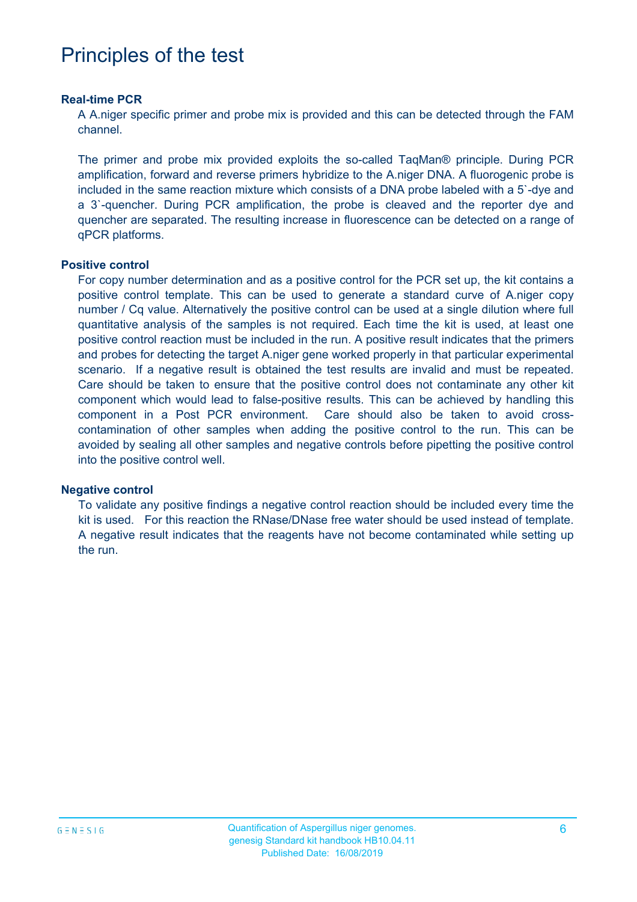# Principles of the test

### Real-time PCR

A A.niger specific primer and probe mix is provided and this can be detected through the FAM channel.

The primer and probe mix provided exploits the so-called TaqMan® principle. During PCR amplification, forward and reverse primers hybridize to the A.niger DNA. A fluorogenic probe is included in the same reaction mixture which consists of a DNA probe labeled with a 5`-dye and a 3`-quencher. During PCR amplification, the probe is cleaved and the reporter dye and quencher are separated. The resulting increase in fluorescence can be detected on a range of qPCR platforms.

### Positive control

For copy number determination and as a positive control for the PCR set up, the kit contains a positive control template. This can be used to generate a standard curve of A.niger copy number / Cq value. Alternatively the positive control can be used at a single dilution where full quantitative analysis of the samples is not required. Each time the kit is used, at least one positive control reaction must be included in the run. A positive result indicates that the primers and probes for detecting the target A.niger gene worked properly in that particular experimental scenario. If a negative result is obtained the test results are invalid and must be repeated. Care should be taken to ensure that the positive control does not contaminate any other kit component which would lead to false-positive results. This can be achieved by handling this component in a Post PCR environment. Care should also be taken to avoid cross-contamination of other samples when adding the positive control to the run. This can be avoided by sealing all other samples and negative controls before pipetting the positive control into the positive control well.

### Negative control

To validate any positive findings a negative control reaction should be included every time the kit is used. For this reaction the RNase/DNase free water should be used instead of template. A negative result indicates that the reagents have not become contaminated while setting up the run.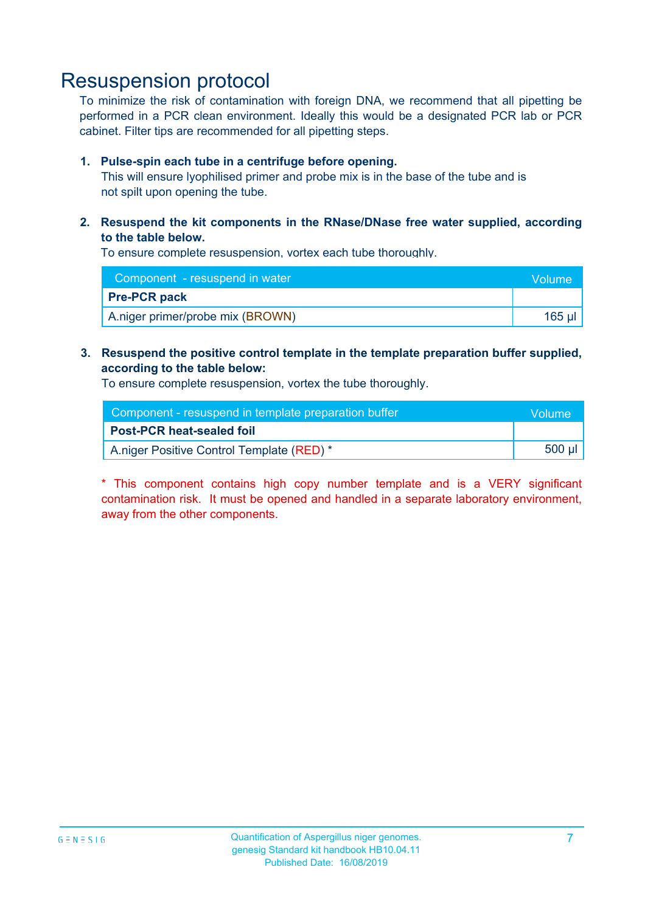# Resuspension protocol

To minimize the risk of contamination with foreign DNA, we recommend that all pipetting be performed in a PCR clean environment. Ideally this would be a designated PCR lab or PCR cabinet. Filter tips are recommended for all pipetting steps.

1. **Pulse-spin each tube in a centrifuge before opening.**
   This will ensure lyophilised primer and probe mix is in the base of the tube and is not spilt upon opening the tube.

2. **Resuspend the kit components in the RNase/DNase free water supplied, according to the table below.**
   To ensure complete resuspension, vortex each tube thoroughly.

| Component - resuspend in water | Volume |
|---|---|
| **Pre-PCR pack** | |
| A.niger primer/probe mix (BROWN) | 165 µl |

3. **Resuspend the positive control template in the template preparation buffer supplied, according to the table below:**
   To ensure complete resuspension, vortex the tube thoroughly.

| Component - resuspend in template preparation buffer | Volume |
|---|---|
| **Post-PCR heat-sealed foil** | |
| A.niger Positive Control Template (RED) * | 500 µl |

* This component contains high copy number template and is a VERY significant contamination risk. It must be opened and handled in a separate laboratory environment, away from the other components.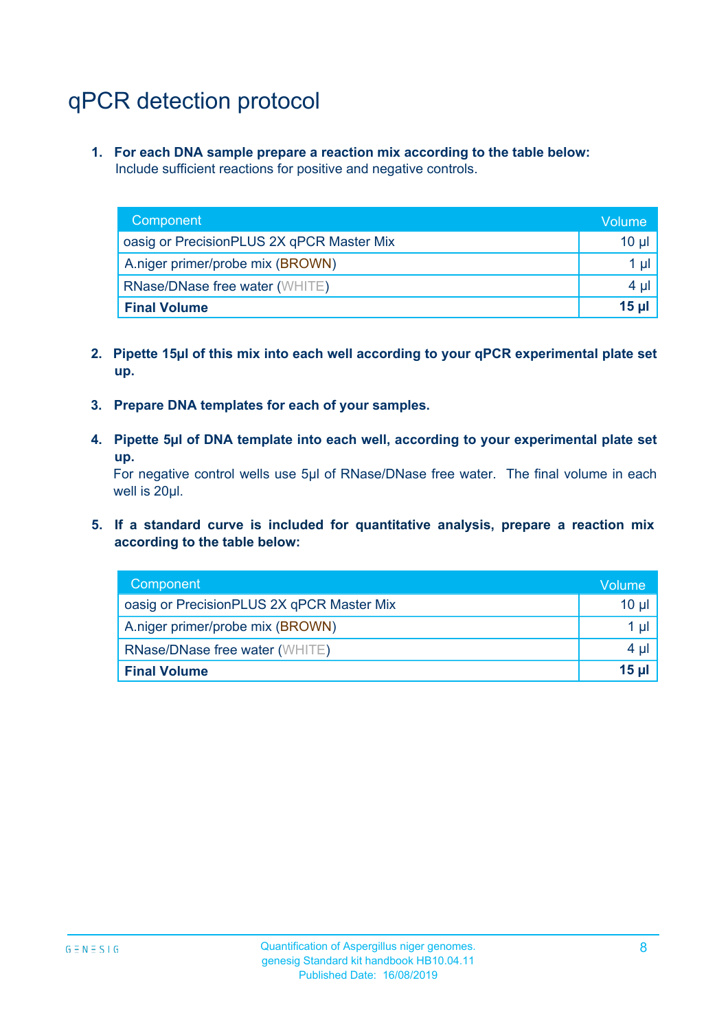# qPCR detection protocol

1. **For each DNA sample prepare a reaction mix according to the table below:**
   Include sufficient reactions for positive and negative controls.

| Component | Volume |
|---|---|
| oasig or PrecisionPLUS 2X qPCR Master Mix | 10 µl |
| A.niger primer/probe mix (BROWN) | 1 µl |
| RNase/DNase free water (WHITE) | 4 µl |
| **Final Volume** | **15 µl** |

2. **Pipette 15µl of this mix into each well according to your qPCR experimental plate set up.**

3. **Prepare DNA templates for each of your samples.**

4. **Pipette 5µl of DNA template into each well, according to your experimental plate set up.**
   For negative control wells use 5µl of RNase/DNase free water. The final volume in each well is 20µl.

5. **If a standard curve is included for quantitative analysis, prepare a reaction mix according to the table below:**

| Component | Volume |
|---|---|
| oasig or PrecisionPLUS 2X qPCR Master Mix | 10 µl |
| A.niger primer/probe mix (BROWN) | 1 µl |
| RNase/DNase free water (WHITE) | 4 µl |
| **Final Volume** | **15 µl** |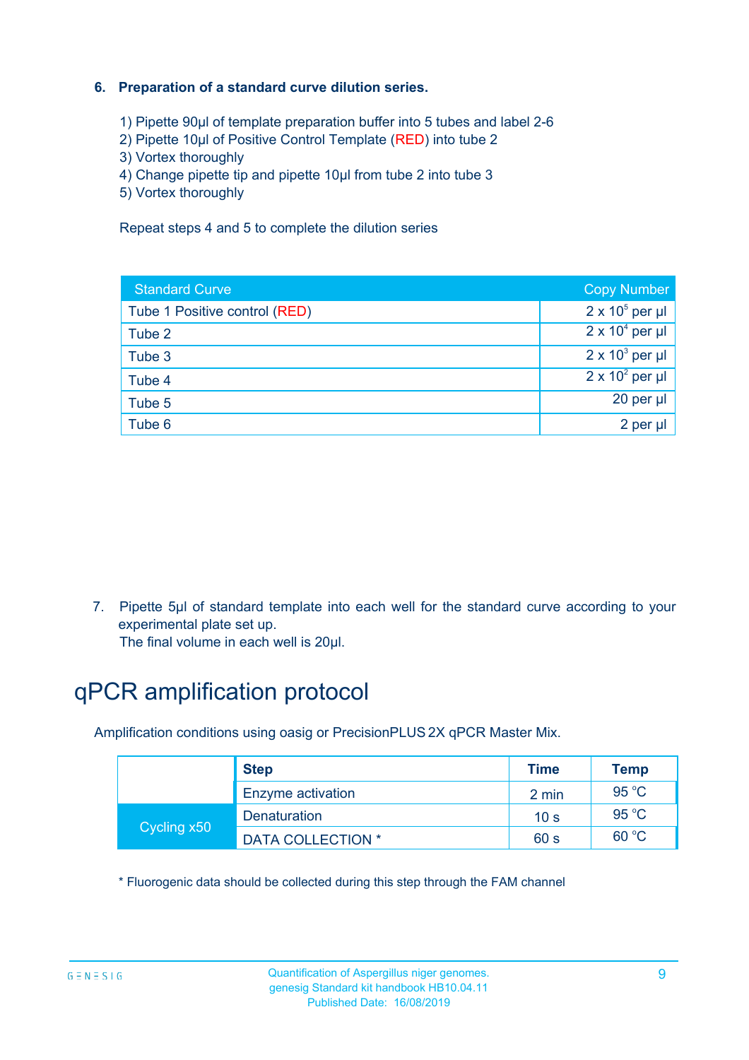6. **Preparation of a standard curve dilution series.**

   1) Pipette 90µl of template preparation buffer into 5 tubes and label 2-6
   2) Pipette 10µl of Positive Control Template (RED) into tube 2
   3) Vortex thoroughly
   4) Change pipette tip and pipette 10µl from tube 2 into tube 3
   5) Vortex thoroughly

   Repeat steps 4 and 5 to complete the dilution series

| Standard Curve | Copy Number |
|---|---|
| Tube 1 Positive control (RED) | $2 \times 10^5$ per µl |
| Tube 2 | $2 \times 10^4$ per µl |
| Tube 3 | $2 \times 10^3$ per µl |
| Tube 4 | $2 \times 10^2$ per µl |
| Tube 5 | 20 per µl |
| Tube 6 | 2 per µl |

7. Pipette 5µl of standard template into each well for the standard curve according to your experimental plate set up.
   The final volume in each well is 20µl.

# qPCR amplification protocol

Amplification conditions using oasig or PrecisionPLUS 2X qPCR Master Mix.

| | Step | Time | Temp |
|---|---|---|---|
| | Enzyme activation | 2 min | 95 °C |
| Cycling x50 | Denaturation | 10 s | 95 °C |
| | DATA COLLECTION * | 60 s | 60 °C |

* Fluorogenic data should be collected during this step through the FAM channel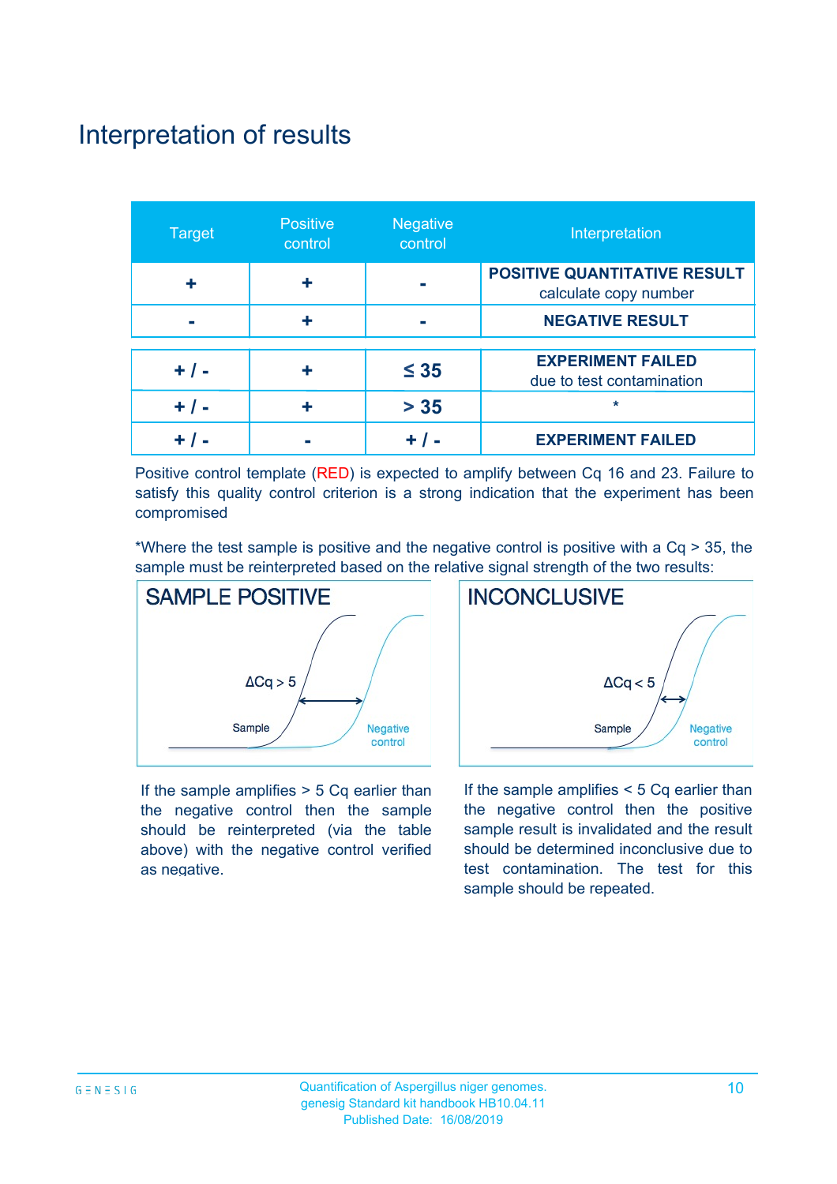# Interpretation of results

| Target | Positive control | Negative control | Interpretation |
|---|---|---|---|
| + | + | - | **POSITIVE QUANTITATIVE RESULT** calculate copy number |
| - | + | - | **NEGATIVE RESULT** |
| + / - | + | ≤ 35 | **EXPERIMENT FAILED** due to test contamination |
| + / - | + | > 35 | * |
| + / - | - | + / - | **EXPERIMENT FAILED** |

Positive control template (RED) is expected to amplify between Cq 16 and 23. Failure to satisfy this quality control criterion is a strong indication that the experiment has been compromised

*Where the test sample is positive and the negative control is positive with a Cq > 35, the sample must be reinterpreted based on the relative signal strength of the two results:

SAMPLE POSITIVE

ΔCq > 5

Sample

Negative control

If the sample amplifies > 5 Cq earlier than the negative control then the sample should be reinterpreted (via the table above) with the negative control verified as negative.

INCONCLUSIVE

ΔCq < 5

Sample

Negative control

If the sample amplifies < 5 Cq earlier than the negative control then the positive sample result is invalidated and the result should be determined inconclusive due to test contamination. The test for this sample should be repeated.